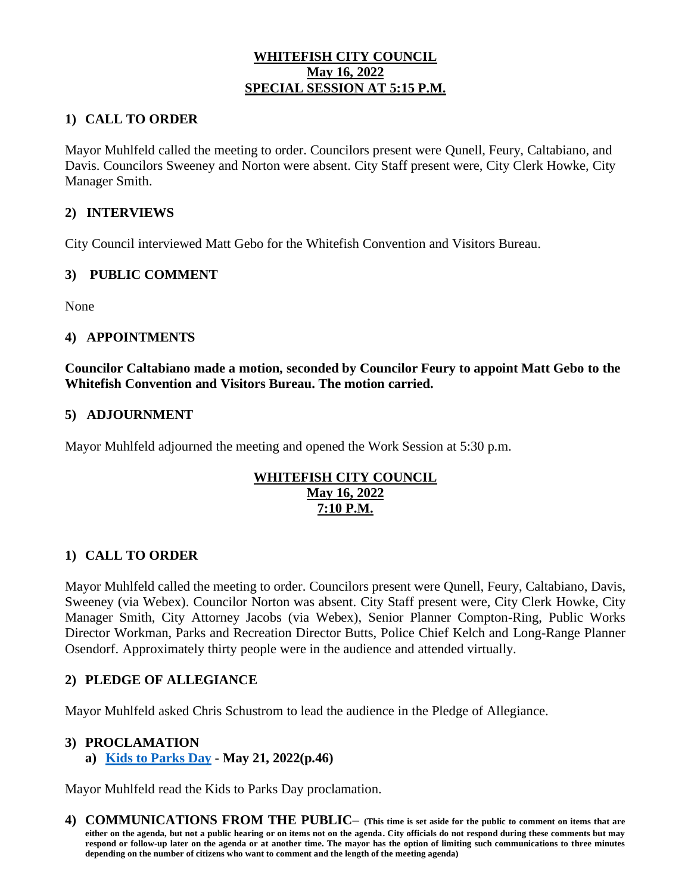**WHITEFISH CITY COUNCIL**
**May 16, 2022**
**SPECIAL SESSION AT 5:15 P.M.**

## 1) CALL TO ORDER

Mayor Muhlfeld called the meeting to order. Councilors present were Qunell, Feury, Caltabiano, and Davis. Councilors Sweeney and Norton were absent. City Staff present were, City Clerk Howke, City Manager Smith.

## 2) INTERVIEWS

City Council interviewed Matt Gebo for the Whitefish Convention and Visitors Bureau.

## 3) PUBLIC COMMENT

None

## 4) APPOINTMENTS

**Councilor Caltabiano made a motion, seconded by Councilor Feury to appoint Matt Gebo to the Whitefish Convention and Visitors Bureau. The motion carried.**

## 5) ADJOURNMENT

Mayor Muhlfeld adjourned the meeting and opened the Work Session at 5:30 p.m.

**WHITEFISH CITY COUNCIL**
**May 16, 2022**
**7:10 P.M.**

## 1) CALL TO ORDER

Mayor Muhlfeld called the meeting to order. Councilors present were Qunell, Feury, Caltabiano, Davis, Sweeney (via Webex). Councilor Norton was absent. City Staff present were, City Clerk Howke, City Manager Smith, City Attorney Jacobs (via Webex), Senior Planner Compton-Ring, Public Works Director Workman, Parks and Recreation Director Butts, Police Chief Kelch and Long-Range Planner Osendorf. Approximately thirty people were in the audience and attended virtually.

## 2) PLEDGE OF ALLEGIANCE

Mayor Muhlfeld asked Chris Schustrom to lead the audience in the Pledge of Allegiance.

## 3) PROCLAMATION

**a) Kids to Parks Day - May 21, 2022(p.46)**

Mayor Muhlfeld read the Kids to Parks Day proclamation.

## 4) COMMUNICATIONS FROM THE PUBLIC– 

**(This time is set aside for the public to comment on items that are either on the agenda, but not a public hearing or on items not on the agenda. City officials do not respond during these comments but may respond or follow-up later on the agenda or at another time. The mayor has the option of limiting such communications to three minutes depending on the number of citizens who want to comment and the length of the meeting agenda)**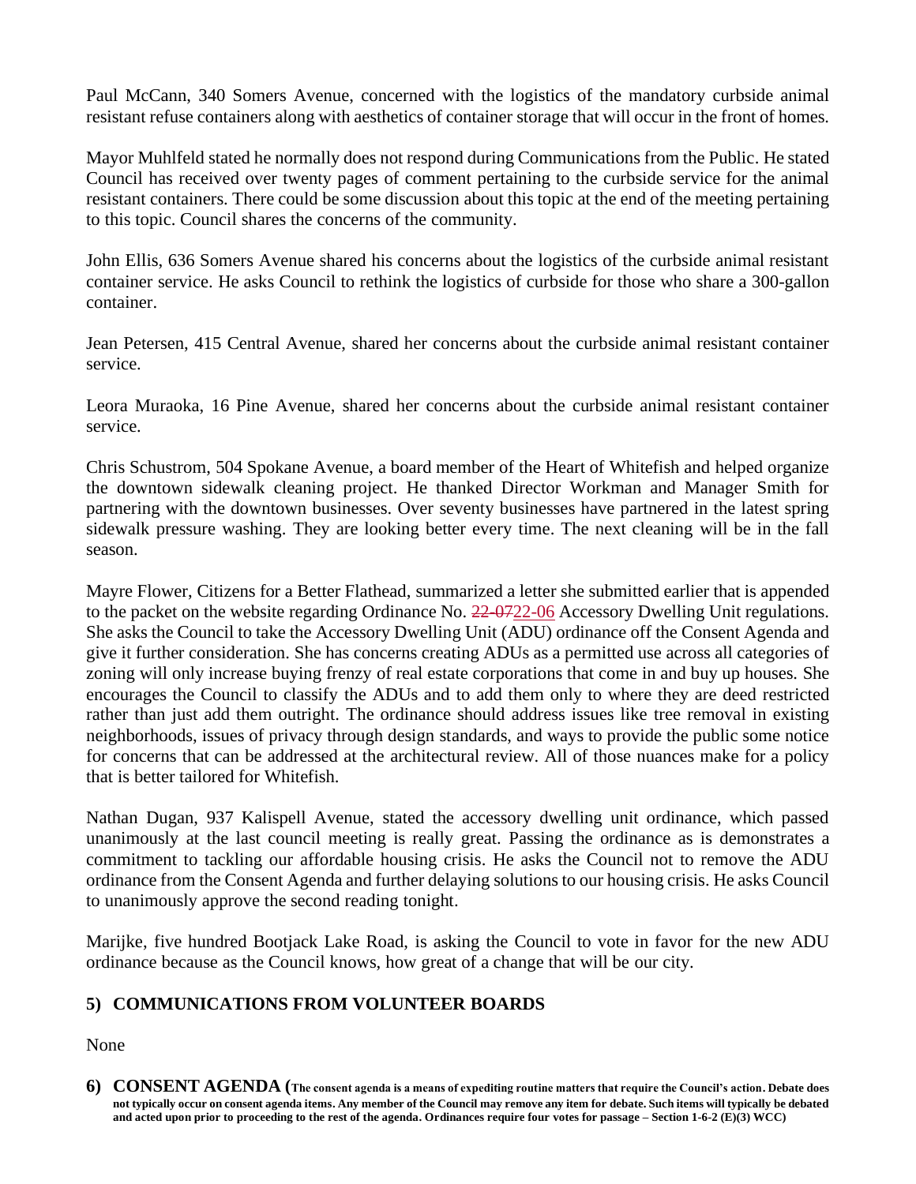Paul McCann, 340 Somers Avenue, concerned with the logistics of the mandatory curbside animal resistant refuse containers along with aesthetics of container storage that will occur in the front of homes.

Mayor Muhlfeld stated he normally does not respond during Communications from the Public. He stated Council has received over twenty pages of comment pertaining to the curbside service for the animal resistant containers. There could be some discussion about this topic at the end of the meeting pertaining to this topic. Council shares the concerns of the community.

John Ellis, 636 Somers Avenue shared his concerns about the logistics of the curbside animal resistant container service. He asks Council to rethink the logistics of curbside for those who share a 300-gallon container.

Jean Petersen, 415 Central Avenue, shared her concerns about the curbside animal resistant container service.

Leora Muraoka, 16 Pine Avenue, shared her concerns about the curbside animal resistant container service.

Chris Schustrom, 504 Spokane Avenue, a board member of the Heart of Whitefish and helped organize the downtown sidewalk cleaning project. He thanked Director Workman and Manager Smith for partnering with the downtown businesses. Over seventy businesses have partnered in the latest spring sidewalk pressure washing. They are looking better every time. The next cleaning will be in the fall season.

Mayre Flower, Citizens for a Better Flathead, summarized a letter she submitted earlier that is appended to the packet on the website regarding Ordinance No. ~~22-07~~22-06 Accessory Dwelling Unit regulations. She asks the Council to take the Accessory Dwelling Unit (ADU) ordinance off the Consent Agenda and give it further consideration. She has concerns creating ADUs as a permitted use across all categories of zoning will only increase buying frenzy of real estate corporations that come in and buy up houses. She encourages the Council to classify the ADUs and to add them only to where they are deed restricted rather than just add them outright. The ordinance should address issues like tree removal in existing neighborhoods, issues of privacy through design standards, and ways to provide the public some notice for concerns that can be addressed at the architectural review. All of those nuances make for a policy that is better tailored for Whitefish.

Nathan Dugan, 937 Kalispell Avenue, stated the accessory dwelling unit ordinance, which passed unanimously at the last council meeting is really great. Passing the ordinance as is demonstrates a commitment to tackling our affordable housing crisis. He asks the Council not to remove the ADU ordinance from the Consent Agenda and further delaying solutions to our housing crisis. He asks Council to unanimously approve the second reading tonight.

Marijke, five hundred Bootjack Lake Road, is asking the Council to vote in favor for the new ADU ordinance because as the Council knows, how great of a change that will be our city.

## 5) COMMUNICATIONS FROM VOLUNTEER BOARDS

None

## 6) CONSENT AGENDA (**The consent agenda is a means of expediting routine matters that require the Council's action. Debate does not typically occur on consent agenda items. Any member of the Council may remove any item for debate. Such items will typically be debated and acted upon prior to proceeding to the rest of the agenda. Ordinances require four votes for passage – Section 1-6-2 (E)(3) WCC)**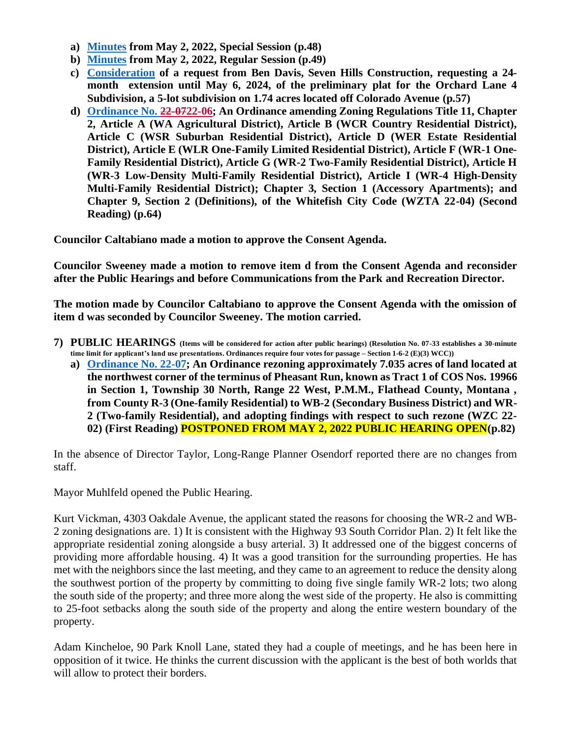- **a) Minutes from May 2, 2022, Special Session (p.48)**
- **b) Minutes from May 2, 2022, Regular Session (p.49)**
- **c) Consideration of a request from Ben Davis, Seven Hills Construction, requesting a 24-month extension until May 6, 2024, of the preliminary plat for the Orchard Lane 4 Subdivision, a 5-lot subdivision on 1.74 acres located off Colorado Avenue (p.57)**
- **d) Ordinance No. ~~22-07~~22-06; An Ordinance amending Zoning Regulations Title 11, Chapter 2, Article A (WA Agricultural District), Article B (WCR Country Residential District), Article C (WSR Suburban Residential District), Article D (WER Estate Residential District), Article E (WLR One-Family Limited Residential District), Article F (WR-1 One-Family Residential District), Article G (WR-2 Two-Family Residential District), Article H (WR-3 Low-Density Multi-Family Residential District), Article I (WR-4 High-Density Multi-Family Residential District); Chapter 3, Section 1 (Accessory Apartments); and Chapter 9, Section 2 (Definitions), of the Whitefish City Code (WZTA 22-04) (Second Reading) (p.64)**

**Councilor Caltabiano made a motion to approve the Consent Agenda.**

**Councilor Sweeney made a motion to remove item d from the Consent Agenda and reconsider after the Public Hearings and before Communications from the Park and Recreation Director.**

**The motion made by Councilor Caltabiano to approve the Consent Agenda with the omission of item d was seconded by Councilor Sweeney. The motion carried.**

**7) PUBLIC HEARINGS** (Items will be considered for action after public hearings) (Resolution No. 07-33 establishes a 30-minute time limit for applicant's land use presentations. Ordinances require four votes for passage – Section 1-6-2 (E)(3) WCC))

- **a) Ordinance No. 22-07; An Ordinance rezoning approximately 7.035 acres of land located at the northwest corner of the terminus of Pheasant Run, known as Tract 1 of COS Nos. 19966 in Section 1, Township 30 North, Range 22 West, P.M.M., Flathead County, Montana , from County R-3 (One-family Residential) to WB-2 (Secondary Business District) and WR-2 (Two-family Residential), and adopting findings with respect to such rezone (WZC 22-02) (First Reading) POSTPONED FROM MAY 2, 2022 PUBLIC HEARING OPEN (p.82)**

In the absence of Director Taylor, Long-Range Planner Osendorf reported there are no changes from staff.

Mayor Muhlfeld opened the Public Hearing.

Kurt Vickman, 4303 Oakdale Avenue, the applicant stated the reasons for choosing the WR-2 and WB-2 zoning designations are. 1) It is consistent with the Highway 93 South Corridor Plan. 2) It felt like the appropriate residential zoning alongside a busy arterial. 3) It addressed one of the biggest concerns of providing more affordable housing. 4) It was a good transition for the surrounding properties. He has met with the neighbors since the last meeting, and they came to an agreement to reduce the density along the southwest portion of the property by committing to doing five single family WR-2 lots; two along the south side of the property; and three more along the west side of the property. He also is committing to 25-foot setbacks along the south side of the property and along the entire western boundary of the property.

Adam Kincheloe, 90 Park Knoll Lane, stated they had a couple of meetings, and he has been here in opposition of it twice. He thinks the current discussion with the applicant is the best of both worlds that will allow to protect their borders.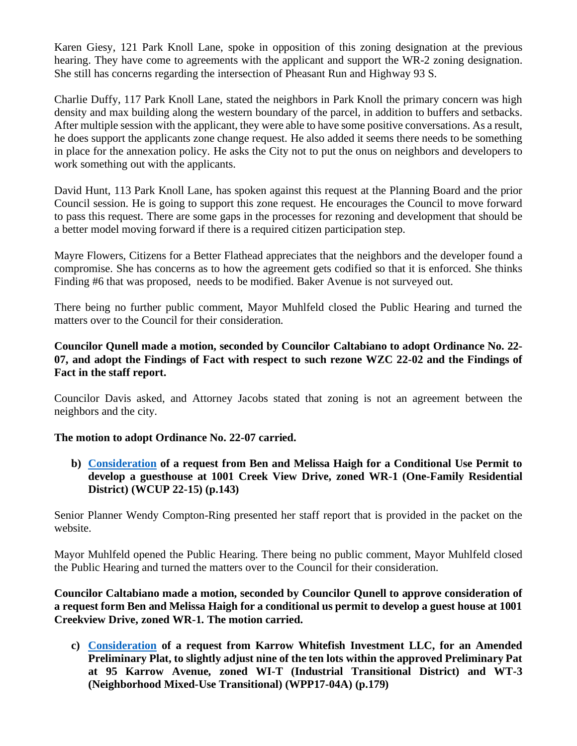Karen Giesy, 121 Park Knoll Lane, spoke in opposition of this zoning designation at the previous hearing. They have come to agreements with the applicant and support the WR-2 zoning designation. She still has concerns regarding the intersection of Pheasant Run and Highway 93 S.

Charlie Duffy, 117 Park Knoll Lane, stated the neighbors in Park Knoll the primary concern was high density and max building along the western boundary of the parcel, in addition to buffers and setbacks. After multiple session with the applicant, they were able to have some positive conversations. As a result, he does support the applicants zone change request. He also added it seems there needs to be something in place for the annexation policy. He asks the City not to put the onus on neighbors and developers to work something out with the applicants.

David Hunt, 113 Park Knoll Lane, has spoken against this request at the Planning Board and the prior Council session. He is going to support this zone request. He encourages the Council to move forward to pass this request. There are some gaps in the processes for rezoning and development that should be a better model moving forward if there is a required citizen participation step.

Mayre Flowers, Citizens for a Better Flathead appreciates that the neighbors and the developer found a compromise. She has concerns as to how the agreement gets codified so that it is enforced. She thinks Finding #6 that was proposed, needs to be modified. Baker Avenue is not surveyed out.

There being no further public comment, Mayor Muhlfeld closed the Public Hearing and turned the matters over to the Council for their consideration.

**Councilor Qunell made a motion, seconded by Councilor Caltabiano to adopt Ordinance No. 22-07, and adopt the Findings of Fact with respect to such rezone WZC 22-02 and the Findings of Fact in the staff report.**

Councilor Davis asked, and Attorney Jacobs stated that zoning is not an agreement between the neighbors and the city.

**The motion to adopt Ordinance No. 22-07 carried.**

**b) Consideration of a request from Ben and Melissa Haigh for a Conditional Use Permit to develop a guesthouse at 1001 Creek View Drive, zoned WR-1 (One-Family Residential District) (WCUP 22-15) (p.143)**

Senior Planner Wendy Compton-Ring presented her staff report that is provided in the packet on the website.

Mayor Muhlfeld opened the Public Hearing. There being no public comment, Mayor Muhlfeld closed the Public Hearing and turned the matters over to the Council for their consideration.

**Councilor Caltabiano made a motion, seconded by Councilor Qunell to approve consideration of a request form Ben and Melissa Haigh for a conditional us permit to develop a guest house at 1001 Creekview Drive, zoned WR-1. The motion carried.**

**c) Consideration of a request from Karrow Whitefish Investment LLC, for an Amended Preliminary Plat, to slightly adjust nine of the ten lots within the approved Preliminary Pat at 95 Karrow Avenue, zoned WI-T (Industrial Transitional District) and WT-3 (Neighborhood Mixed-Use Transitional) (WPP17-04A) (p.179)**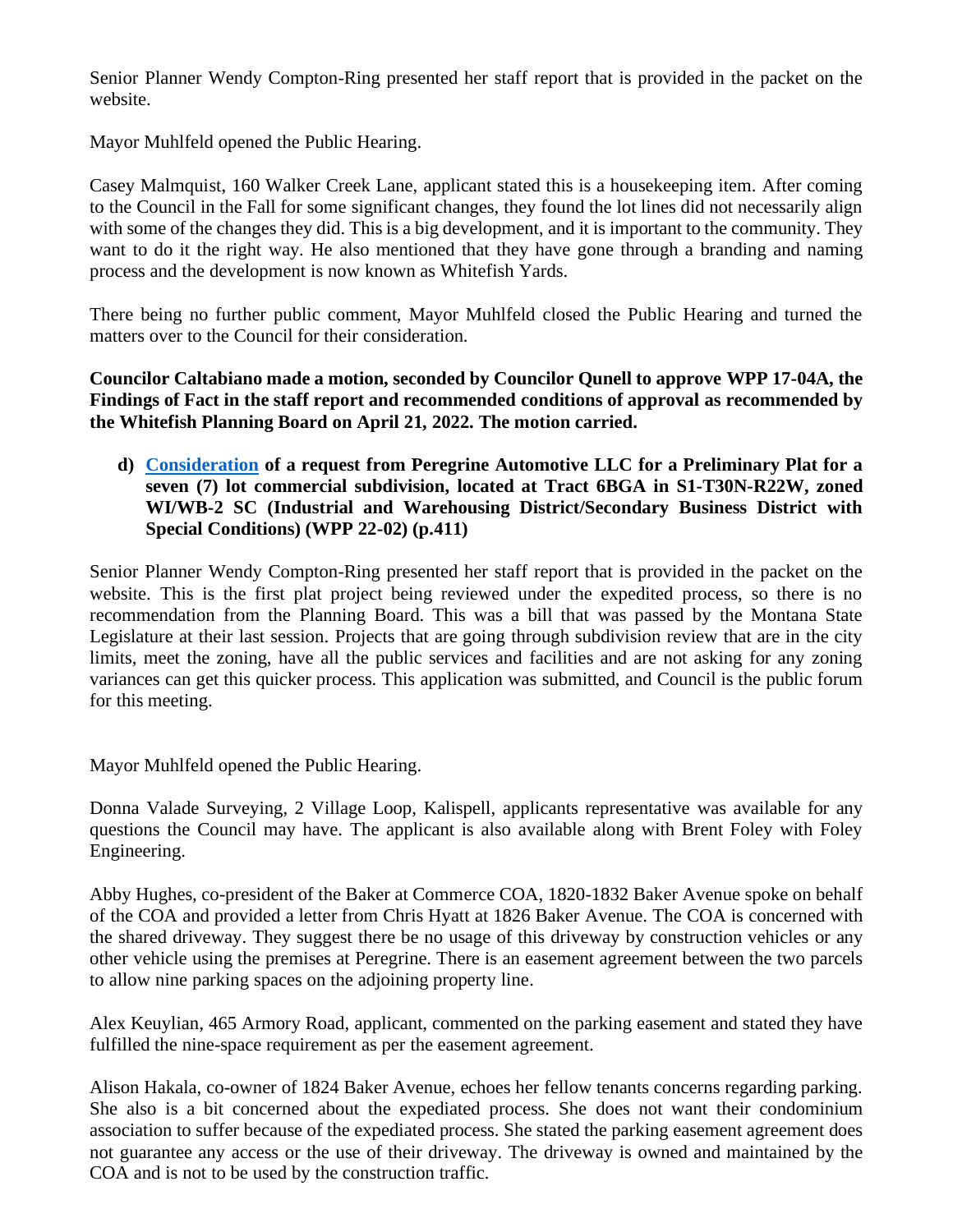Senior Planner Wendy Compton-Ring presented her staff report that is provided in the packet on the website.

Mayor Muhlfeld opened the Public Hearing.

Casey Malmquist, 160 Walker Creek Lane, applicant stated this is a housekeeping item. After coming to the Council in the Fall for some significant changes, they found the lot lines did not necessarily align with some of the changes they did. This is a big development, and it is important to the community. They want to do it the right way. He also mentioned that they have gone through a branding and naming process and the development is now known as Whitefish Yards.

There being no further public comment, Mayor Muhlfeld closed the Public Hearing and turned the matters over to the Council for their consideration.

**Councilor Caltabiano made a motion, seconded by Councilor Qunell to approve WPP 17-04A, the Findings of Fact in the staff report and recommended conditions of approval as recommended by the Whitefish Planning Board on April 21, 2022. The motion carried.**

**d) Consideration of a request from Peregrine Automotive LLC for a Preliminary Plat for a seven (7) lot commercial subdivision, located at Tract 6BGA in S1-T30N-R22W, zoned WI/WB-2 SC (Industrial and Warehousing District/Secondary Business District with Special Conditions) (WPP 22-02) (p.411)**

Senior Planner Wendy Compton-Ring presented her staff report that is provided in the packet on the website. This is the first plat project being reviewed under the expedited process, so there is no recommendation from the Planning Board. This was a bill that was passed by the Montana State Legislature at their last session. Projects that are going through subdivision review that are in the city limits, meet the zoning, have all the public services and facilities and are not asking for any zoning variances can get this quicker process. This application was submitted, and Council is the public forum for this meeting.

Mayor Muhlfeld opened the Public Hearing.

Donna Valade Surveying, 2 Village Loop, Kalispell, applicants representative was available for any questions the Council may have. The applicant is also available along with Brent Foley with Foley Engineering.

Abby Hughes, co-president of the Baker at Commerce COA, 1820-1832 Baker Avenue spoke on behalf of the COA and provided a letter from Chris Hyatt at 1826 Baker Avenue. The COA is concerned with the shared driveway. They suggest there be no usage of this driveway by construction vehicles or any other vehicle using the premises at Peregrine. There is an easement agreement between the two parcels to allow nine parking spaces on the adjoining property line.

Alex Keuylian, 465 Armory Road, applicant, commented on the parking easement and stated they have fulfilled the nine-space requirement as per the easement agreement.

Alison Hakala, co-owner of 1824 Baker Avenue, echoes her fellow tenants concerns regarding parking. She also is a bit concerned about the expediated process. She does not want their condominium association to suffer because of the expediated process. She stated the parking easement agreement does not guarantee any access or the use of their driveway. The driveway is owned and maintained by the COA and is not to be used by the construction traffic.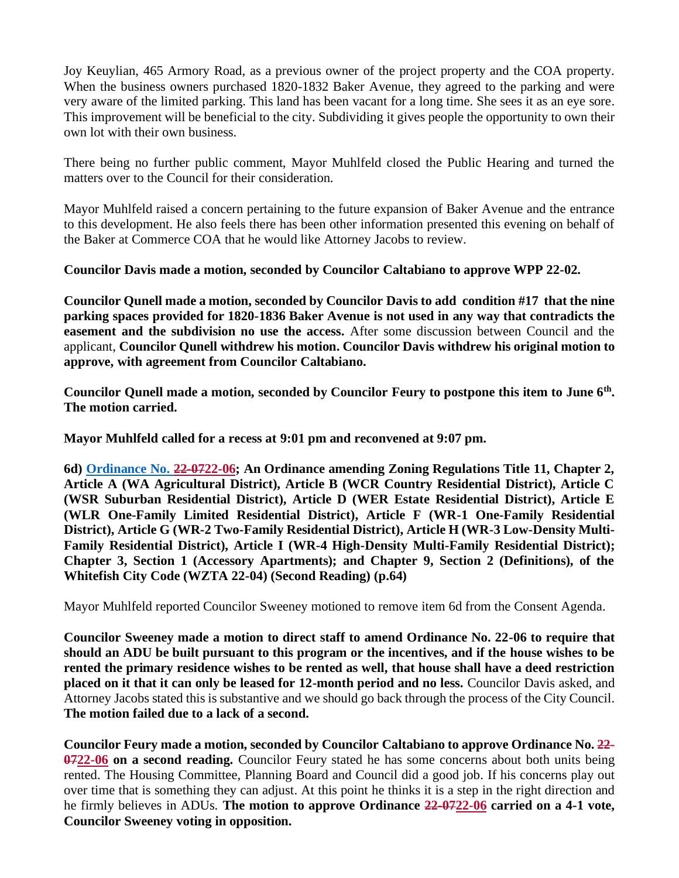Joy Keuylian, 465 Armory Road, as a previous owner of the project property and the COA property. When the business owners purchased 1820-1832 Baker Avenue, they agreed to the parking and were very aware of the limited parking. This land has been vacant for a long time. She sees it as an eye sore. This improvement will be beneficial to the city. Subdividing it gives people the opportunity to own their own lot with their own business.

There being no further public comment, Mayor Muhlfeld closed the Public Hearing and turned the matters over to the Council for their consideration.

Mayor Muhlfeld raised a concern pertaining to the future expansion of Baker Avenue and the entrance to this development. He also feels there has been other information presented this evening on behalf of the Baker at Commerce COA that he would like Attorney Jacobs to review.

**Councilor Davis made a motion, seconded by Councilor Caltabiano to approve WPP 22-02.**

**Councilor Qunell made a motion, seconded by Councilor Davis to add condition #17 that the nine parking spaces provided for 1820-1836 Baker Avenue is not used in any way that contradicts the easement and the subdivision no use the access.** After some discussion between Council and the applicant, **Councilor Qunell withdrew his motion. Councilor Davis withdrew his original motion to approve, with agreement from Councilor Caltabiano.**

**Councilor Qunell made a motion, seconded by Councilor Feury to postpone this item to June 6th. The motion carried.**

**Mayor Muhlfeld called for a recess at 9:01 pm and reconvened at 9:07 pm.**

**6d) Ordinance No. ~~22-07~~22-06; An Ordinance amending Zoning Regulations Title 11, Chapter 2, Article A (WA Agricultural District), Article B (WCR Country Residential District), Article C (WSR Suburban Residential District), Article D (WER Estate Residential District), Article E (WLR One-Family Limited Residential District), Article F (WR-1 One-Family Residential District), Article G (WR-2 Two-Family Residential District), Article H (WR-3 Low-Density Multi-Family Residential District), Article I (WR-4 High-Density Multi-Family Residential District); Chapter 3, Section 1 (Accessory Apartments); and Chapter 9, Section 2 (Definitions), of the Whitefish City Code (WZTA 22-04) (Second Reading) (p.64)**

Mayor Muhlfeld reported Councilor Sweeney motioned to remove item 6d from the Consent Agenda.

**Councilor Sweeney made a motion to direct staff to amend Ordinance No. 22-06 to require that should an ADU be built pursuant to this program or the incentives, and if the house wishes to be rented the primary residence wishes to be rented as well, that house shall have a deed restriction placed on it that it can only be leased for 12-month period and no less.** Councilor Davis asked, and Attorney Jacobs stated this is substantive and we should go back through the process of the City Council. **The motion failed due to a lack of a second.**

**Councilor Feury made a motion, seconded by Councilor Caltabiano to approve Ordinance No. ~~22-07~~22-06 on a second reading.** Councilor Feury stated he has some concerns about both units being rented. The Housing Committee, Planning Board and Council did a good job. If his concerns play out over time that is something they can adjust. At this point he thinks it is a step in the right direction and he firmly believes in ADUs. **The motion to approve Ordinance ~~22-07~~22-06 carried on a 4-1 vote, Councilor Sweeney voting in opposition.**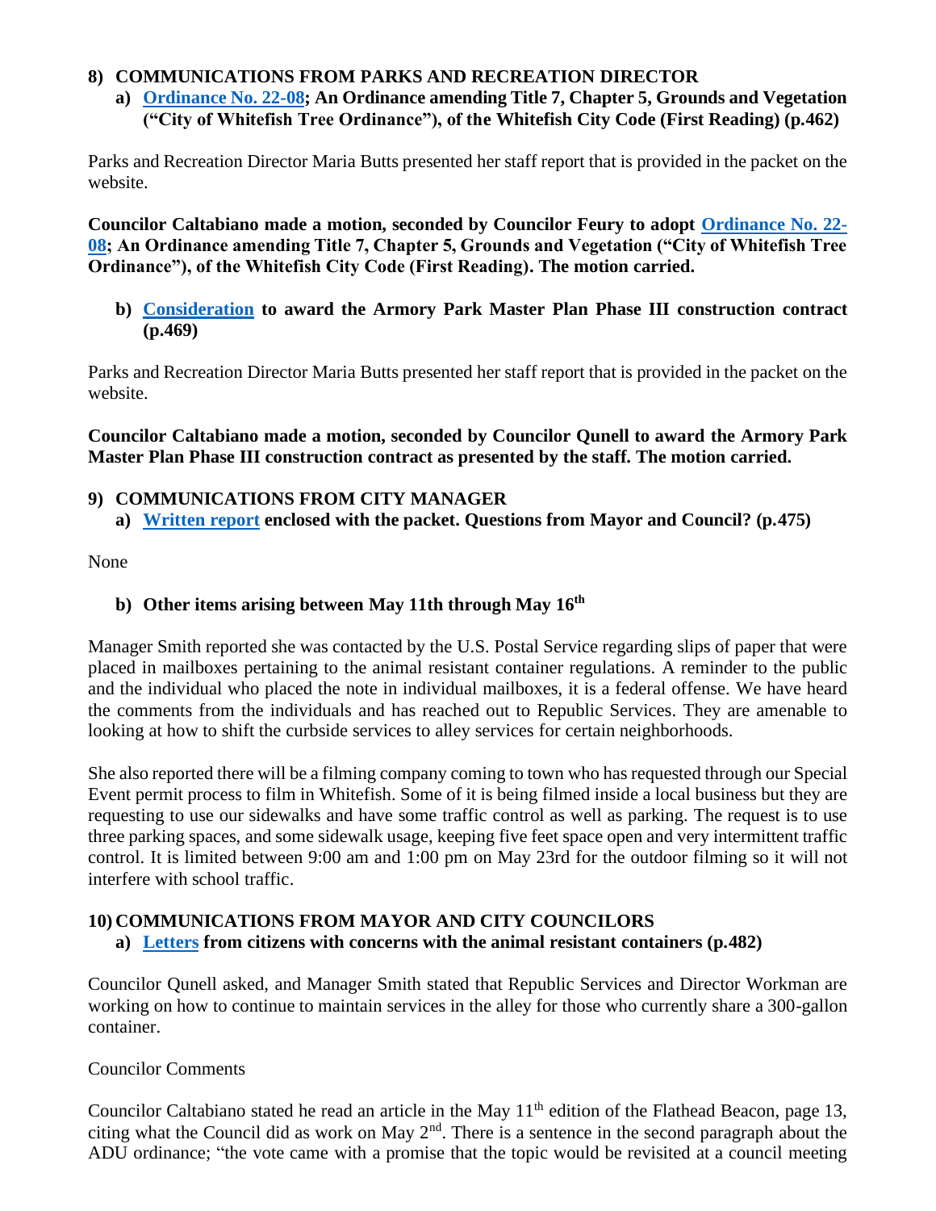## 8) COMMUNICATIONS FROM PARKS AND RECREATION DIRECTOR

**a) Ordinance No. 22-08; An Ordinance amending Title 7, Chapter 5, Grounds and Vegetation ("City of Whitefish Tree Ordinance"), of the Whitefish City Code (First Reading) (p.462)**

Parks and Recreation Director Maria Butts presented her staff report that is provided in the packet on the website.

**Councilor Caltabiano made a motion, seconded by Councilor Feury to adopt Ordinance No. 22-08; An Ordinance amending Title 7, Chapter 5, Grounds and Vegetation ("City of Whitefish Tree Ordinance"), of the Whitefish City Code (First Reading). The motion carried.**

**b) Consideration to award the Armory Park Master Plan Phase III construction contract (p.469)**

Parks and Recreation Director Maria Butts presented her staff report that is provided in the packet on the website.

**Councilor Caltabiano made a motion, seconded by Councilor Qunell to award the Armory Park Master Plan Phase III construction contract as presented by the staff. The motion carried.**

## 9) COMMUNICATIONS FROM CITY MANAGER

**a) Written report enclosed with the packet. Questions from Mayor and Council? (p.475)**

None

**b) Other items arising between May 11th through May 16th**

Manager Smith reported she was contacted by the U.S. Postal Service regarding slips of paper that were placed in mailboxes pertaining to the animal resistant container regulations. A reminder to the public and the individual who placed the note in individual mailboxes, it is a federal offense. We have heard the comments from the individuals and has reached out to Republic Services. They are amenable to looking at how to shift the curbside services to alley services for certain neighborhoods.

She also reported there will be a filming company coming to town who has requested through our Special Event permit process to film in Whitefish. Some of it is being filmed inside a local business but they are requesting to use our sidewalks and have some traffic control as well as parking. The request is to use three parking spaces, and some sidewalk usage, keeping five feet space open and very intermittent traffic control. It is limited between 9:00 am and 1:00 pm on May 23rd for the outdoor filming so it will not interfere with school traffic.

## 10) COMMUNICATIONS FROM MAYOR AND CITY COUNCILORS

**a) Letters from citizens with concerns with the animal resistant containers (p.482)**

Councilor Qunell asked, and Manager Smith stated that Republic Services and Director Workman are working on how to continue to maintain services in the alley for those who currently share a 300-gallon container.

Councilor Comments

Councilor Caltabiano stated he read an article in the May 11th edition of the Flathead Beacon, page 13, citing what the Council did as work on May 2nd. There is a sentence in the second paragraph about the ADU ordinance; "the vote came with a promise that the topic would be revisited at a council meeting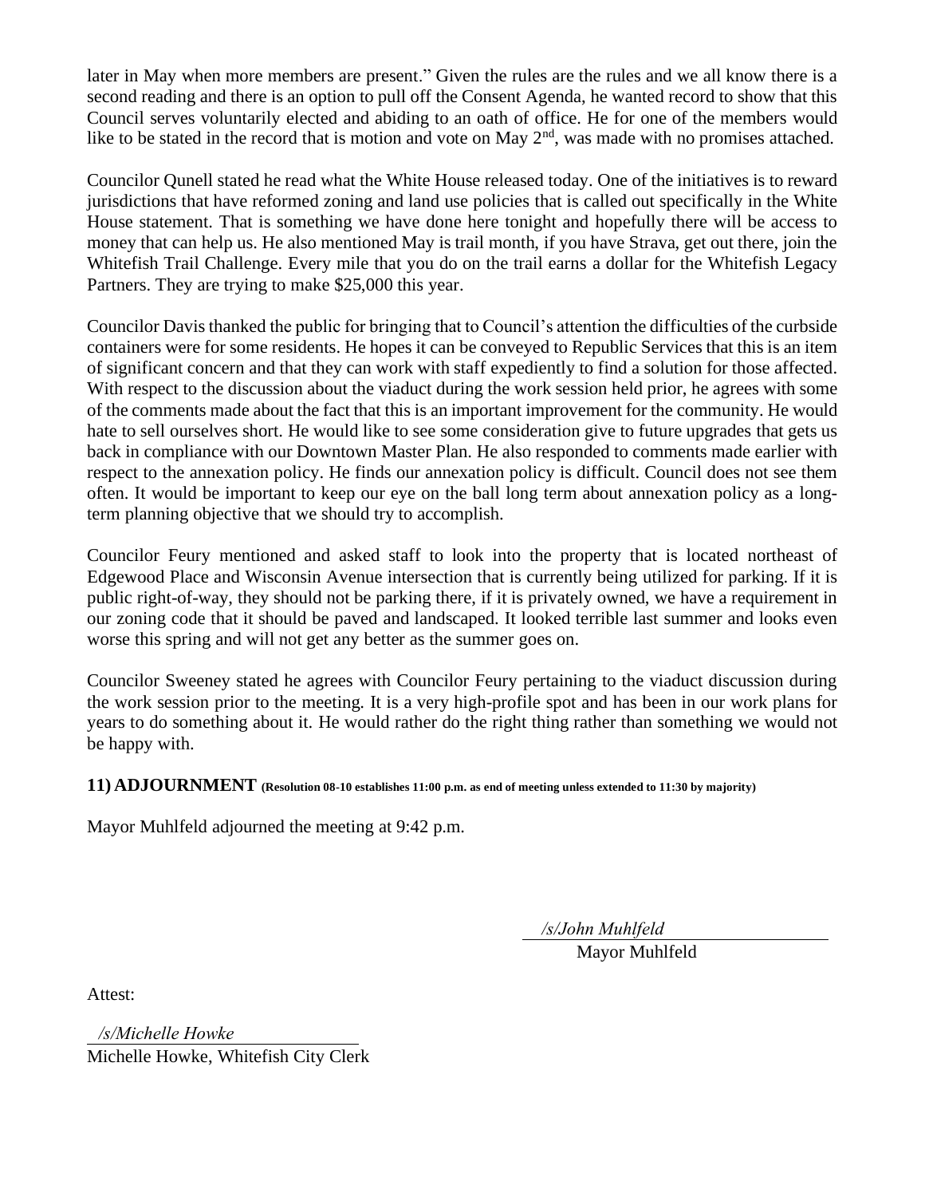later in May when more members are present." Given the rules are the rules and we all know there is a second reading and there is an option to pull off the Consent Agenda, he wanted record to show that this Council serves voluntarily elected and abiding to an oath of office. He for one of the members would like to be stated in the record that is motion and vote on May 2nd, was made with no promises attached.

Councilor Qunell stated he read what the White House released today. One of the initiatives is to reward jurisdictions that have reformed zoning and land use policies that is called out specifically in the White House statement. That is something we have done here tonight and hopefully there will be access to money that can help us. He also mentioned May is trail month, if you have Strava, get out there, join the Whitefish Trail Challenge. Every mile that you do on the trail earns a dollar for the Whitefish Legacy Partners. They are trying to make $25,000 this year.

Councilor Davis thanked the public for bringing that to Council's attention the difficulties of the curbside containers were for some residents. He hopes it can be conveyed to Republic Services that this is an item of significant concern and that they can work with staff expediently to find a solution for those affected. With respect to the discussion about the viaduct during the work session held prior, he agrees with some of the comments made about the fact that this is an important improvement for the community. He would hate to sell ourselves short. He would like to see some consideration give to future upgrades that gets us back in compliance with our Downtown Master Plan. He also responded to comments made earlier with respect to the annexation policy. He finds our annexation policy is difficult. Council does not see them often. It would be important to keep our eye on the ball long term about annexation policy as a long-term planning objective that we should try to accomplish.

Councilor Feury mentioned and asked staff to look into the property that is located northeast of Edgewood Place and Wisconsin Avenue intersection that is currently being utilized for parking. If it is public right-of-way, they should not be parking there, if it is privately owned, we have a requirement in our zoning code that it should be paved and landscaped. It looked terrible last summer and looks even worse this spring and will not get any better as the summer goes on.

Councilor Sweeney stated he agrees with Councilor Feury pertaining to the viaduct discussion during the work session prior to the meeting. It is a very high-profile spot and has been in our work plans for years to do something about it. He would rather do the right thing rather than something we would not be happy with.

**11) ADJOURNMENT** **(Resolution 08-10 establishes 11:00 p.m. as end of meeting unless extended to 11:30 by majority)**

Mayor Muhlfeld adjourned the meeting at 9:42 p.m.

*/s/John Muhlfeld*
Mayor Muhlfeld

Attest:

*/s/Michelle Howke*
Michelle Howke, Whitefish City Clerk